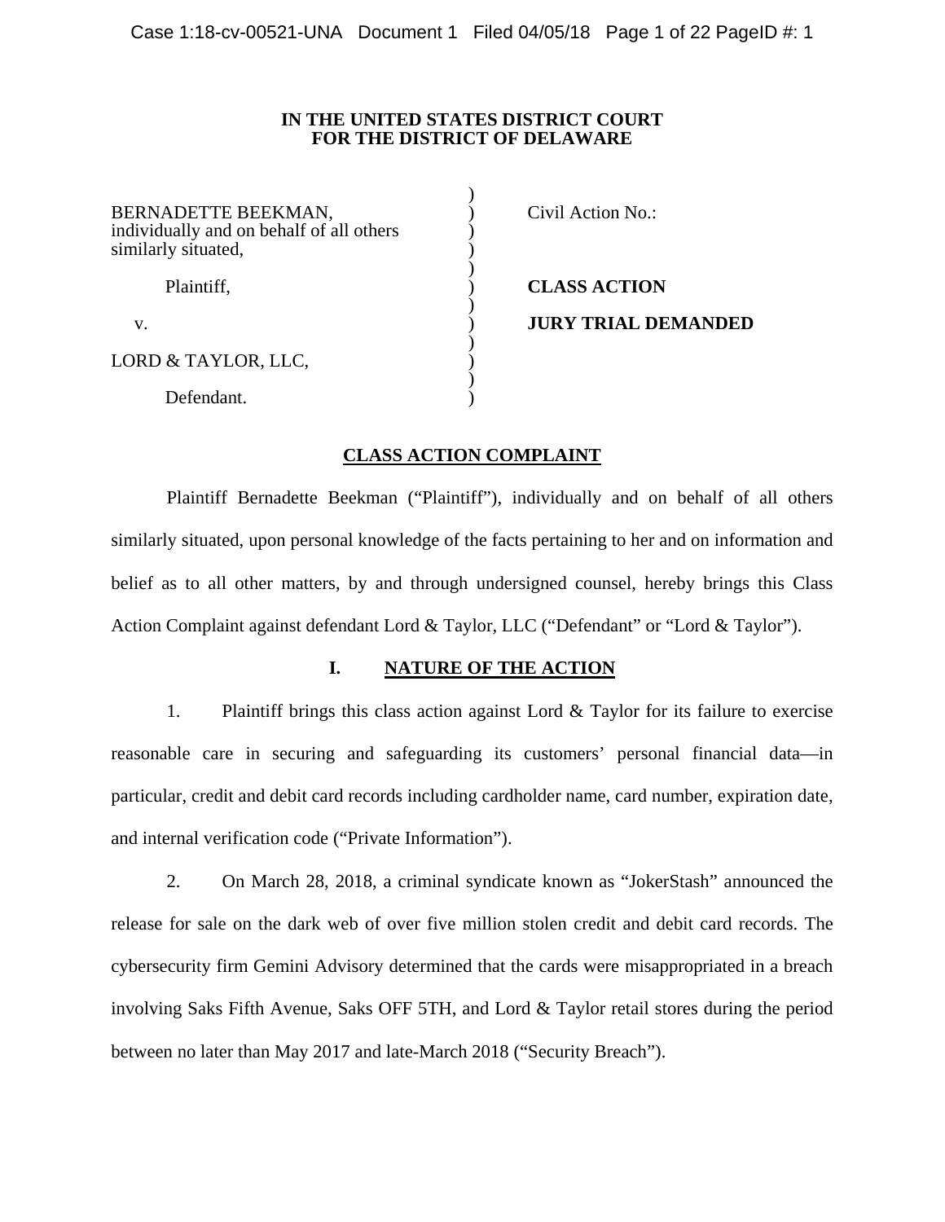**IN THE UNITED STATES DISTRICT COURT**
**FOR THE DISTRICT OF DELAWARE**

| | | |
|---|---|---|
| BERNADETTE BEEKMAN, individually and on behalf of all others similarly situated, | ) | Civil Action No.: |
| Plaintiff, | ) | **CLASS ACTION** |
| v. | ) | **JURY TRIAL DEMANDED** |
| LORD & TAYLOR, LLC, | ) | |
| Defendant. | ) | |

## CLASS ACTION COMPLAINT

Plaintiff Bernadette Beekman ("Plaintiff"), individually and on behalf of all others similarly situated, upon personal knowledge of the facts pertaining to her and on information and belief as to all other matters, by and through undersigned counsel, hereby brings this Class Action Complaint against defendant Lord & Taylor, LLC ("Defendant" or "Lord & Taylor").

## I. NATURE OF THE ACTION

1. Plaintiff brings this class action against Lord & Taylor for its failure to exercise reasonable care in securing and safeguarding its customers' personal financial data—in particular, credit and debit card records including cardholder name, card number, expiration date, and internal verification code ("Private Information").

2. On March 28, 2018, a criminal syndicate known as "JokerStash" announced the release for sale on the dark web of over five million stolen credit and debit card records. The cybersecurity firm Gemini Advisory determined that the cards were misappropriated in a breach involving Saks Fifth Avenue, Saks OFF 5TH, and Lord & Taylor retail stores during the period between no later than May 2017 and late-March 2018 ("Security Breach").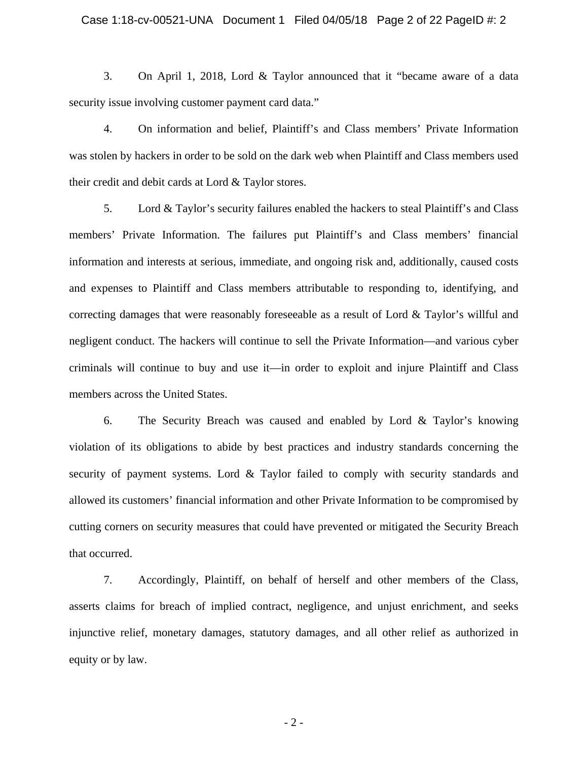3. On April 1, 2018, Lord & Taylor announced that it "became aware of a data security issue involving customer payment card data."

4. On information and belief, Plaintiff's and Class members' Private Information was stolen by hackers in order to be sold on the dark web when Plaintiff and Class members used their credit and debit cards at Lord & Taylor stores.

5. Lord & Taylor's security failures enabled the hackers to steal Plaintiff's and Class members' Private Information. The failures put Plaintiff's and Class members' financial information and interests at serious, immediate, and ongoing risk and, additionally, caused costs and expenses to Plaintiff and Class members attributable to responding to, identifying, and correcting damages that were reasonably foreseeable as a result of Lord & Taylor's willful and negligent conduct. The hackers will continue to sell the Private Information—and various cyber criminals will continue to buy and use it—in order to exploit and injure Plaintiff and Class members across the United States.

6. The Security Breach was caused and enabled by Lord & Taylor's knowing violation of its obligations to abide by best practices and industry standards concerning the security of payment systems. Lord & Taylor failed to comply with security standards and allowed its customers' financial information and other Private Information to be compromised by cutting corners on security measures that could have prevented or mitigated the Security Breach that occurred.

7. Accordingly, Plaintiff, on behalf of herself and other members of the Class, asserts claims for breach of implied contract, negligence, and unjust enrichment, and seeks injunctive relief, monetary damages, statutory damages, and all other relief as authorized in equity or by law.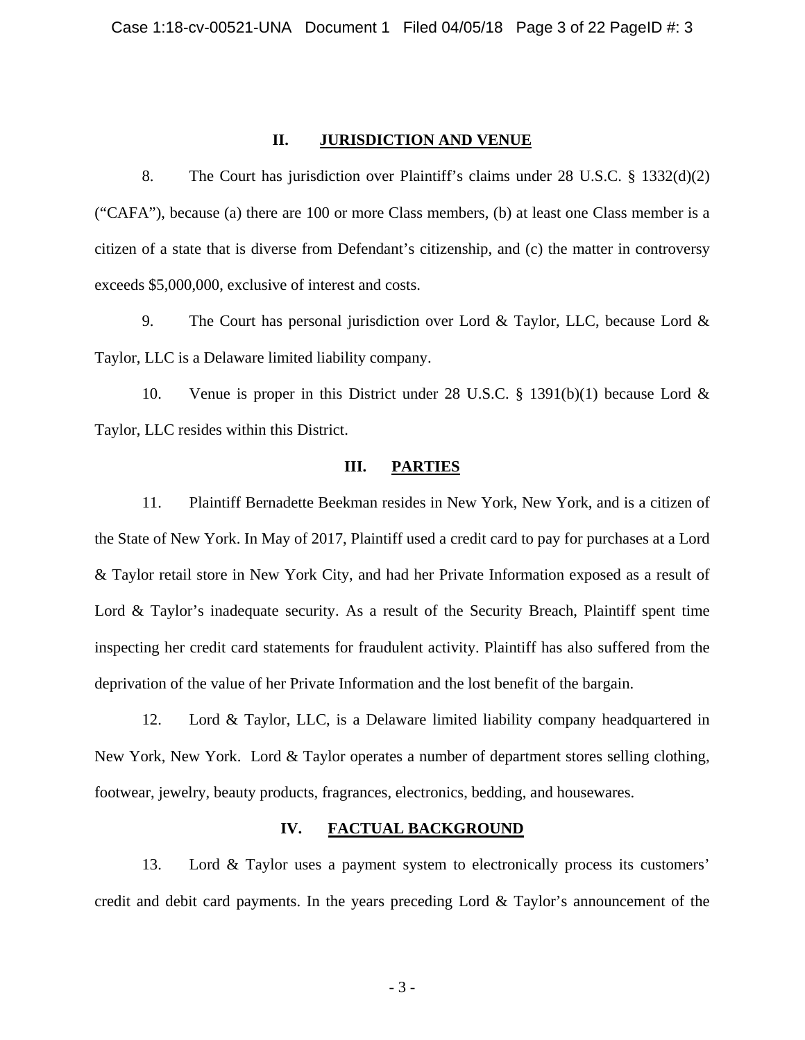## II. JURISDICTION AND VENUE

8. The Court has jurisdiction over Plaintiff's claims under 28 U.S.C. § 1332(d)(2) ("CAFA"), because (a) there are 100 or more Class members, (b) at least one Class member is a citizen of a state that is diverse from Defendant's citizenship, and (c) the matter in controversy exceeds $5,000,000, exclusive of interest and costs.

9. The Court has personal jurisdiction over Lord & Taylor, LLC, because Lord & Taylor, LLC is a Delaware limited liability company.

10. Venue is proper in this District under 28 U.S.C. § 1391(b)(1) because Lord & Taylor, LLC resides within this District.

## III. PARTIES

11. Plaintiff Bernadette Beekman resides in New York, New York, and is a citizen of the State of New York. In May of 2017, Plaintiff used a credit card to pay for purchases at a Lord & Taylor retail store in New York City, and had her Private Information exposed as a result of Lord & Taylor's inadequate security. As a result of the Security Breach, Plaintiff spent time inspecting her credit card statements for fraudulent activity. Plaintiff has also suffered from the deprivation of the value of her Private Information and the lost benefit of the bargain.

12. Lord & Taylor, LLC, is a Delaware limited liability company headquartered in New York, New York. Lord & Taylor operates a number of department stores selling clothing, footwear, jewelry, beauty products, fragrances, electronics, bedding, and housewares.

## IV. FACTUAL BACKGROUND

13. Lord & Taylor uses a payment system to electronically process its customers' credit and debit card payments. In the years preceding Lord & Taylor's announcement of the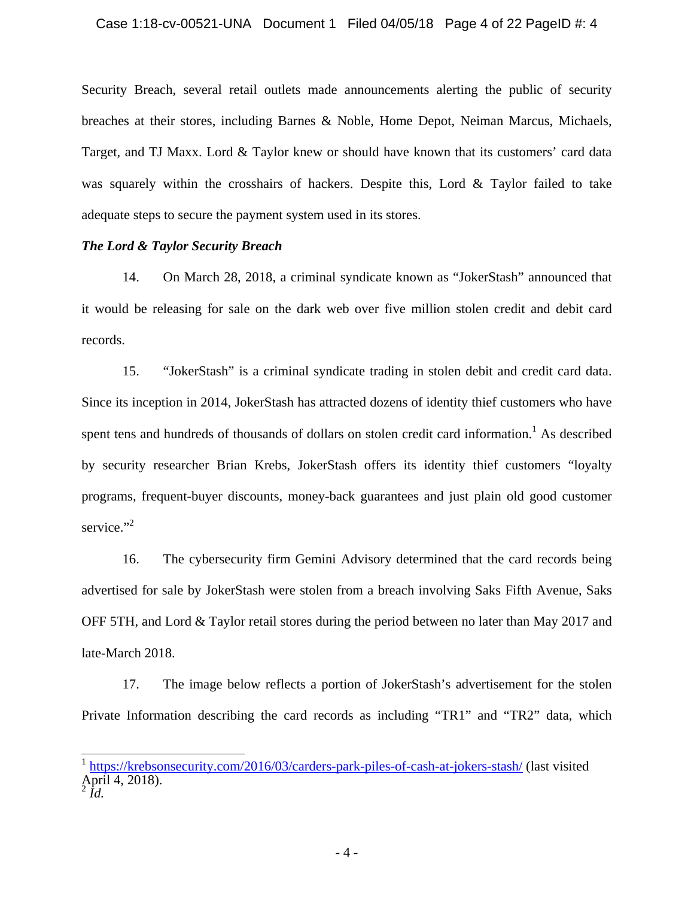Security Breach, several retail outlets made announcements alerting the public of security breaches at their stores, including Barnes & Noble, Home Depot, Neiman Marcus, Michaels, Target, and TJ Maxx. Lord & Taylor knew or should have known that its customers' card data was squarely within the crosshairs of hackers. Despite this, Lord & Taylor failed to take adequate steps to secure the payment system used in its stores.

***The Lord & Taylor Security Breach***

14. On March 28, 2018, a criminal syndicate known as "JokerStash" announced that it would be releasing for sale on the dark web over five million stolen credit and debit card records.

15. "JokerStash" is a criminal syndicate trading in stolen debit and credit card data. Since its inception in 2014, JokerStash has attracted dozens of identity thief customers who have spent tens and hundreds of thousands of dollars on stolen credit card information.[1] As described by security researcher Brian Krebs, JokerStash offers its identity thief customers "loyalty programs, frequent-buyer discounts, money-back guarantees and just plain old good customer service."[2]

16. The cybersecurity firm Gemini Advisory determined that the card records being advertised for sale by JokerStash were stolen from a breach involving Saks Fifth Avenue, Saks OFF 5TH, and Lord & Taylor retail stores during the period between no later than May 2017 and late-March 2018.

17. The image below reflects a portion of JokerStash's advertisement for the stolen Private Information describing the card records as including "TR1" and "TR2" data, which

---

[1] https://krebsonsecurity.com/2016/03/carders-park-piles-of-cash-at-jokers-stash/ (last visited April 4, 2018).

[2] *Id.*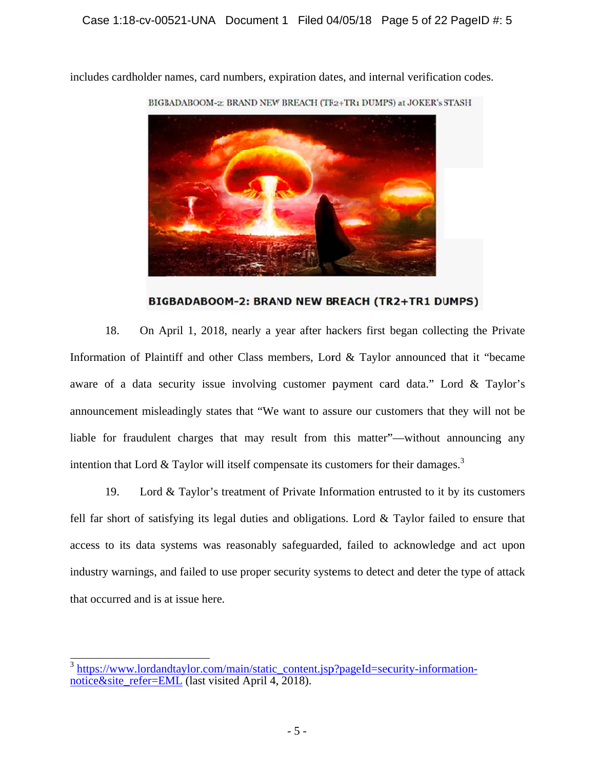includes cardholder names, card numbers, expiration dates, and internal verification codes.

BIGBADABOOM-2: BRAND NEW BREACH (TR2+TR1 DUMPS) at JOKER's STASH

**BIGBADABOOM-2: BRAND NEW BREACH (TR2+TR1 DUMPS)**

18. On April 1, 2018, nearly a year after hackers first began collecting the Private Information of Plaintiff and other Class members, Lord & Taylor announced that it "became aware of a data security issue involving customer payment card data." Lord & Taylor's announcement misleadingly states that "We want to assure our customers that they will not be liable for fraudulent charges that may result from this matter"—without announcing any intention that Lord & Taylor will itself compensate its customers for their damages.[3]

19. Lord & Taylor's treatment of Private Information entrusted to it by its customers fell far short of satisfying its legal duties and obligations. Lord & Taylor failed to ensure that access to its data systems was reasonably safeguarded, failed to acknowledge and act upon industry warnings, and failed to use proper security systems to detect and deter the type of attack that occurred and is at issue here.

---

[3] https://www.lordandtaylor.com/main/static_content.jsp?pageId=security-information-notice&site_refer=EML (last visited April 4, 2018).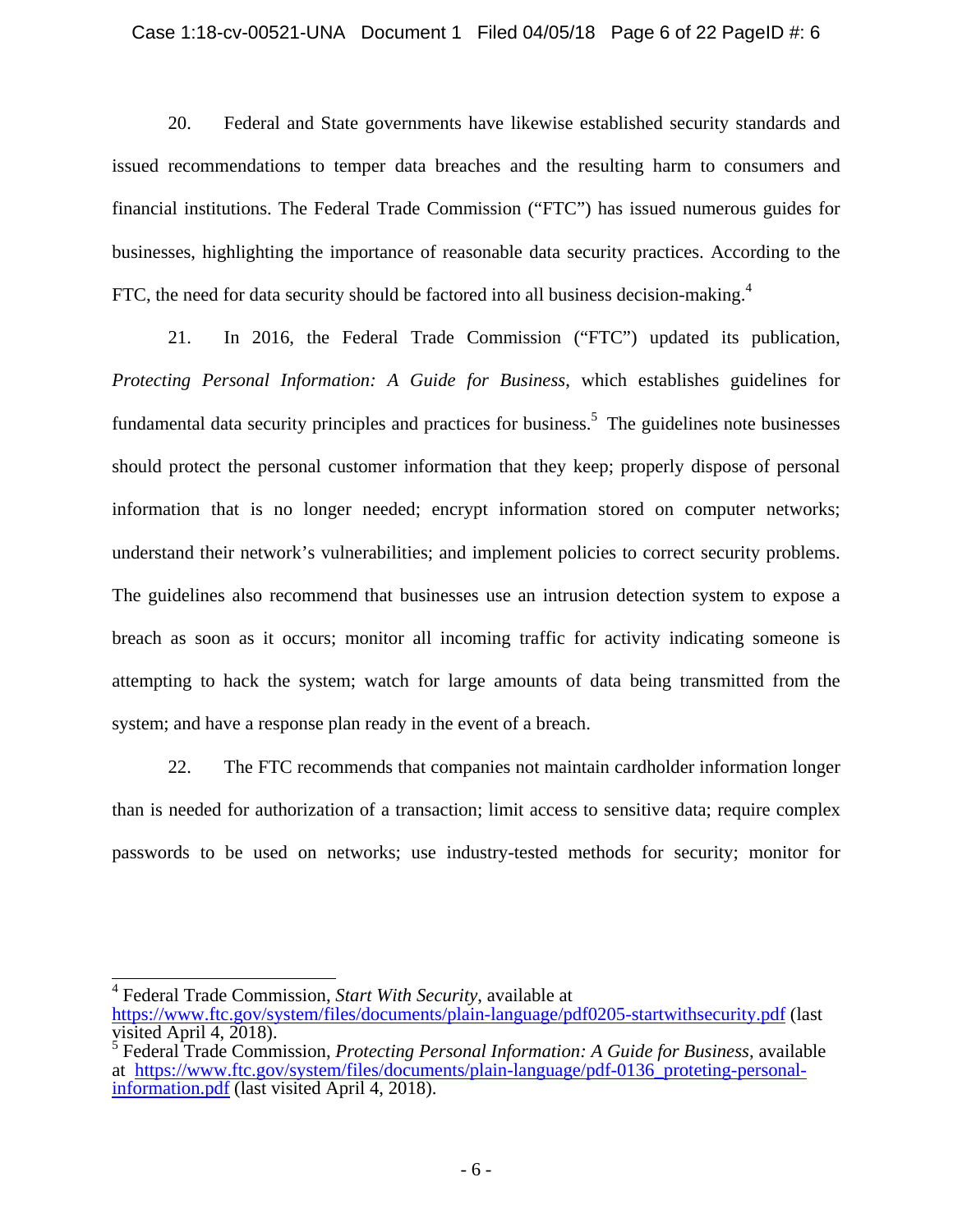20. Federal and State governments have likewise established security standards and issued recommendations to temper data breaches and the resulting harm to consumers and financial institutions. The Federal Trade Commission ("FTC") has issued numerous guides for businesses, highlighting the importance of reasonable data security practices. According to the FTC, the need for data security should be factored into all business decision-making.[4]

21. In 2016, the Federal Trade Commission ("FTC") updated its publication, *Protecting Personal Information: A Guide for Business*, which establishes guidelines for fundamental data security principles and practices for business.[5] The guidelines note businesses should protect the personal customer information that they keep; properly dispose of personal information that is no longer needed; encrypt information stored on computer networks; understand their network's vulnerabilities; and implement policies to correct security problems. The guidelines also recommend that businesses use an intrusion detection system to expose a breach as soon as it occurs; monitor all incoming traffic for activity indicating someone is attempting to hack the system; watch for large amounts of data being transmitted from the system; and have a response plan ready in the event of a breach.

22. The FTC recommends that companies not maintain cardholder information longer than is needed for authorization of a transaction; limit access to sensitive data; require complex passwords to be used on networks; use industry-tested methods for security; monitor for

---

[4] Federal Trade Commission, *Start With Security*, available at https://www.ftc.gov/system/files/documents/plain-language/pdf0205-startwithsecurity.pdf (last visited April 4, 2018).

[5] Federal Trade Commission, *Protecting Personal Information: A Guide for Business*, available at https://www.ftc.gov/system/files/documents/plain-language/pdf-0136_proteting-personal-information.pdf (last visited April 4, 2018).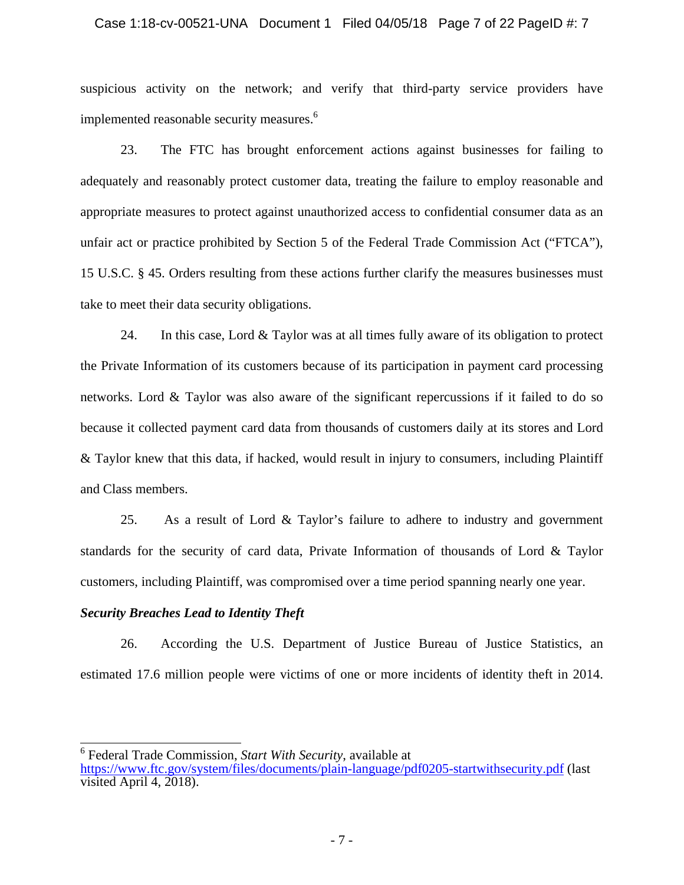suspicious activity on the network; and verify that third-party service providers have implemented reasonable security measures.[6]

23. The FTC has brought enforcement actions against businesses for failing to adequately and reasonably protect customer data, treating the failure to employ reasonable and appropriate measures to protect against unauthorized access to confidential consumer data as an unfair act or practice prohibited by Section 5 of the Federal Trade Commission Act ("FTCA"), 15 U.S.C. § 45. Orders resulting from these actions further clarify the measures businesses must take to meet their data security obligations.

24. In this case, Lord & Taylor was at all times fully aware of its obligation to protect the Private Information of its customers because of its participation in payment card processing networks. Lord & Taylor was also aware of the significant repercussions if it failed to do so because it collected payment card data from thousands of customers daily at its stores and Lord & Taylor knew that this data, if hacked, would result in injury to consumers, including Plaintiff and Class members.

25. As a result of Lord & Taylor's failure to adhere to industry and government standards for the security of card data, Private Information of thousands of Lord & Taylor customers, including Plaintiff, was compromised over a time period spanning nearly one year.

***Security Breaches Lead to Identity Theft***

26. According the U.S. Department of Justice Bureau of Justice Statistics, an estimated 17.6 million people were victims of one or more incidents of identity theft in 2014.

---

[6] Federal Trade Commission, *Start With Security*, available at https://www.ftc.gov/system/files/documents/plain-language/pdf0205-startwithsecurity.pdf (last visited April 4, 2018).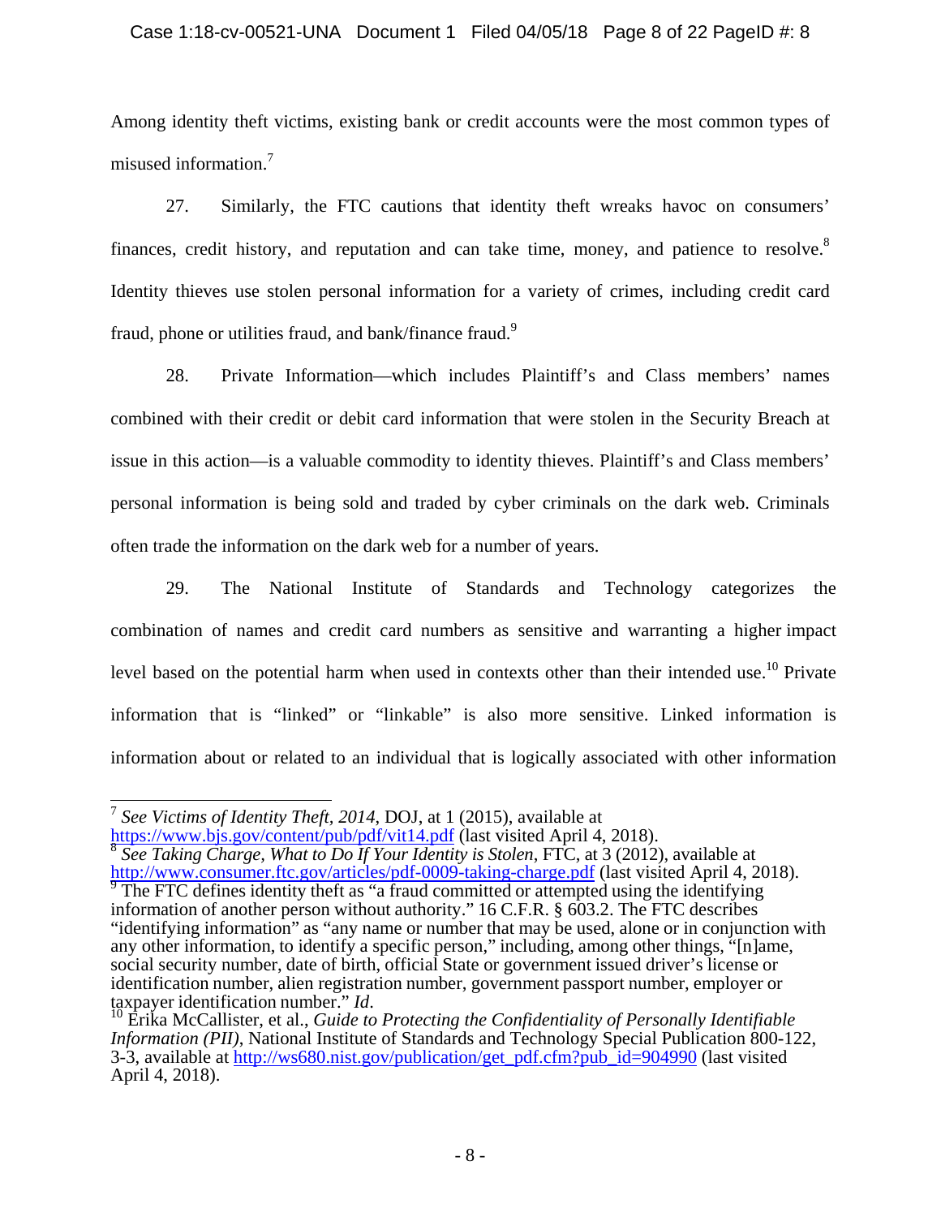Among identity theft victims, existing bank or credit accounts were the most common types of misused information.[7]

27. Similarly, the FTC cautions that identity theft wreaks havoc on consumers' finances, credit history, and reputation and can take time, money, and patience to resolve.[8] Identity thieves use stolen personal information for a variety of crimes, including credit card fraud, phone or utilities fraud, and bank/finance fraud.[9]

28. Private Information—which includes Plaintiff's and Class members' names combined with their credit or debit card information that were stolen in the Security Breach at issue in this action—is a valuable commodity to identity thieves. Plaintiff's and Class members' personal information is being sold and traded by cyber criminals on the dark web. Criminals often trade the information on the dark web for a number of years.

29. The National Institute of Standards and Technology categorizes the combination of names and credit card numbers as sensitive and warranting a higher impact level based on the potential harm when used in contexts other than their intended use.[10] Private information that is "linked" or "linkable" is also more sensitive. Linked information is information about or related to an individual that is logically associated with other information

---

[7] *See Victims of Identity Theft, 2014*, DOJ, at 1 (2015), available at https://www.bjs.gov/content/pub/pdf/vit14.pdf (last visited April 4, 2018).

[8] *See Taking Charge, What to Do If Your Identity is Stolen*, FTC, at 3 (2012), available at http://www.consumer.ftc.gov/articles/pdf-0009-taking-charge.pdf (last visited April 4, 2018).

[9] The FTC defines identity theft as "a fraud committed or attempted using the identifying information of another person without authority." 16 C.F.R. § 603.2. The FTC describes "identifying information" as "any name or number that may be used, alone or in conjunction with any other information, to identify a specific person," including, among other things, "[n]ame, social security number, date of birth, official State or government issued driver's license or identification number, alien registration number, government passport number, employer or taxpayer identification number." *Id*.

[10] Erika McCallister, et al., *Guide to Protecting the Confidentiality of Personally Identifiable Information (PII)*, National Institute of Standards and Technology Special Publication 800-122, 3-3, available at http://ws680.nist.gov/publication/get_pdf.cfm?pub_id=904990 (last visited April 4, 2018).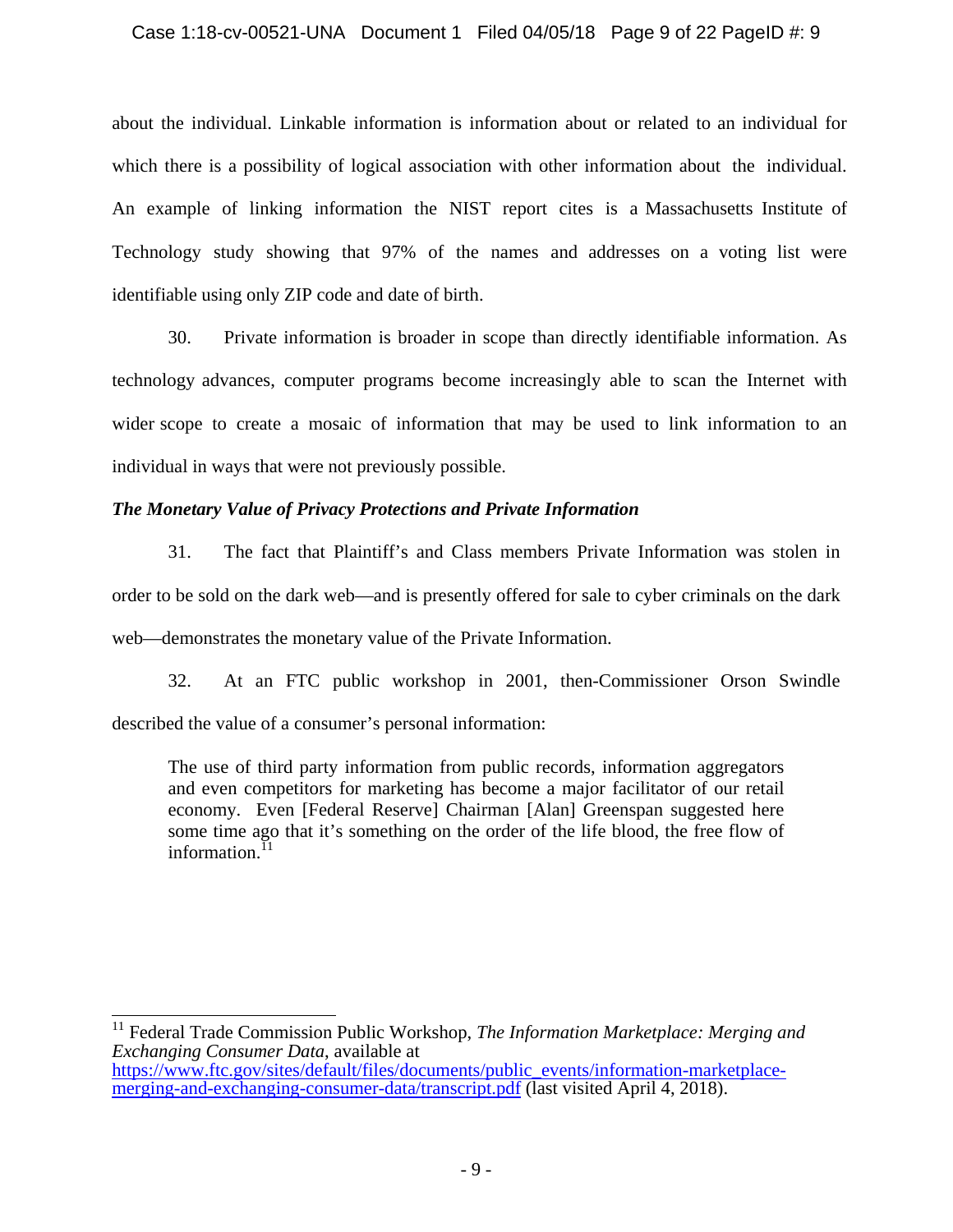about the individual. Linkable information is information about or related to an individual for which there is a possibility of logical association with other information about the individual. An example of linking information the NIST report cites is a Massachusetts Institute of Technology study showing that 97% of the names and addresses on a voting list were identifiable using only ZIP code and date of birth.

30. Private information is broader in scope than directly identifiable information. As technology advances, computer programs become increasingly able to scan the Internet with wider scope to create a mosaic of information that may be used to link information to an individual in ways that were not previously possible.

***The Monetary Value of Privacy Protections and Private Information***

31. The fact that Plaintiff's and Class members Private Information was stolen in order to be sold on the dark web—and is presently offered for sale to cyber criminals on the dark web—demonstrates the monetary value of the Private Information.

32. At an FTC public workshop in 2001, then-Commissioner Orson Swindle described the value of a consumer's personal information:

> The use of third party information from public records, information aggregators and even competitors for marketing has become a major facilitator of our retail economy. Even [Federal Reserve] Chairman [Alan] Greenspan suggested here some time ago that it's something on the order of the life blood, the free flow of information.[11]

---

[11] Federal Trade Commission Public Workshop, *The Information Marketplace: Merging and Exchanging Consumer Data*, available at https://www.ftc.gov/sites/default/files/documents/public_events/information-marketplace-merging-and-exchanging-consumer-data/transcript.pdf (last visited April 4, 2018).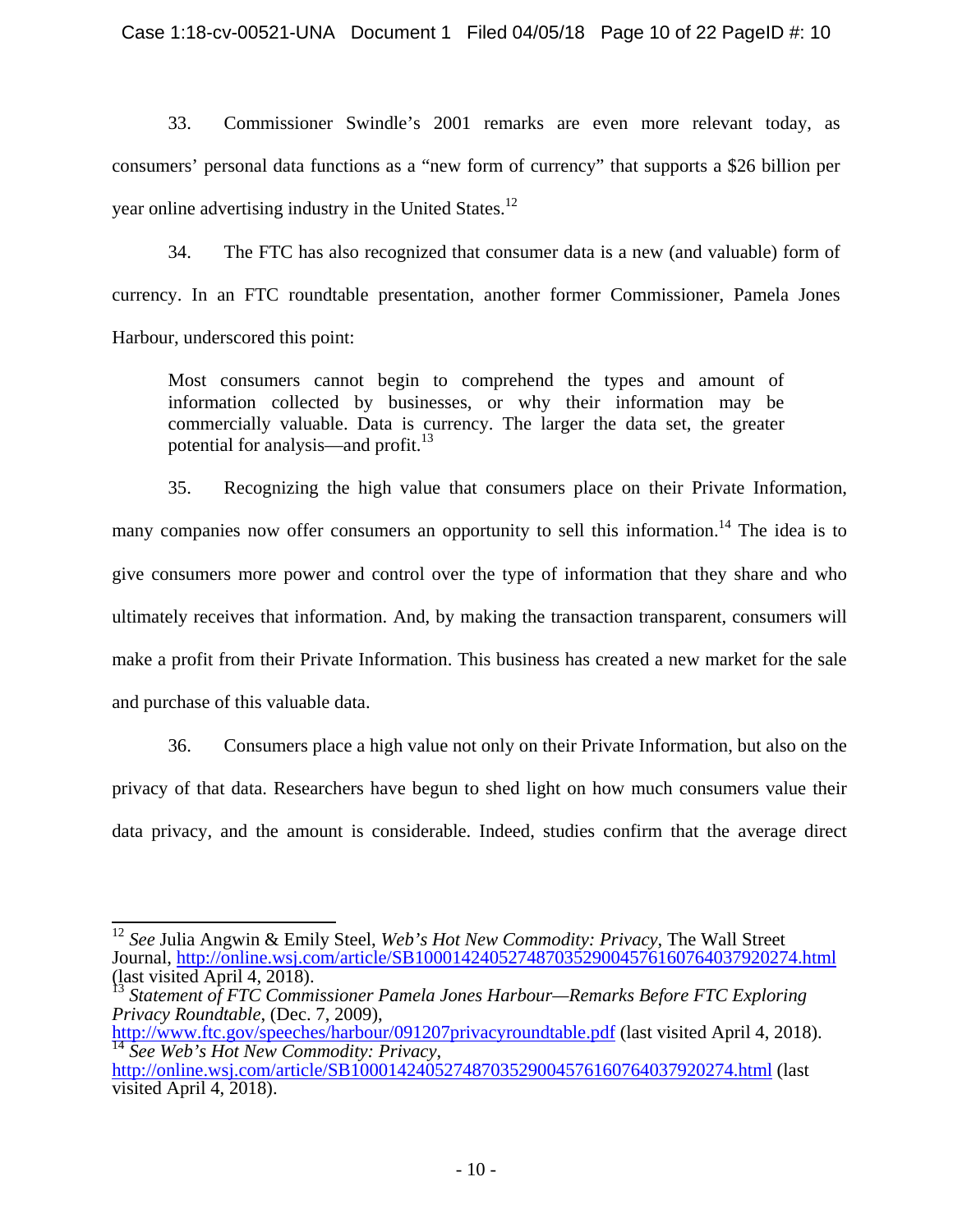33. Commissioner Swindle's 2001 remarks are even more relevant today, as consumers' personal data functions as a "new form of currency" that supports a $26 billion per year online advertising industry in the United States.[12]

34. The FTC has also recognized that consumer data is a new (and valuable) form of currency. In an FTC roundtable presentation, another former Commissioner, Pamela Jones Harbour, underscored this point:

> Most consumers cannot begin to comprehend the types and amount of information collected by businesses, or why their information may be commercially valuable. Data is currency. The larger the data set, the greater potential for analysis—and profit.[13]

35. Recognizing the high value that consumers place on their Private Information, many companies now offer consumers an opportunity to sell this information.[14] The idea is to give consumers more power and control over the type of information that they share and who ultimately receives that information. And, by making the transaction transparent, consumers will make a profit from their Private Information. This business has created a new market for the sale and purchase of this valuable data.

36. Consumers place a high value not only on their Private Information, but also on the privacy of that data. Researchers have begun to shed light on how much consumers value their data privacy, and the amount is considerable. Indeed, studies confirm that the average direct

---

[12] *See* Julia Angwin & Emily Steel, *Web's Hot New Commodity: Privacy*, The Wall Street Journal, http://online.wsj.com/article/SB10001424052748703529004576160764037920274.html (last visited April 4, 2018).

[13] *Statement of FTC Commissioner Pamela Jones Harbour—Remarks Before FTC Exploring Privacy Roundtable*, (Dec. 7, 2009), http://www.ftc.gov/speeches/harbour/091207privacyroundtable.pdf (last visited April 4, 2018).

[14] *See Web's Hot New Commodity: Privacy*, http://online.wsj.com/article/SB10001424052748703529004576160764037920274.html (last visited April 4, 2018).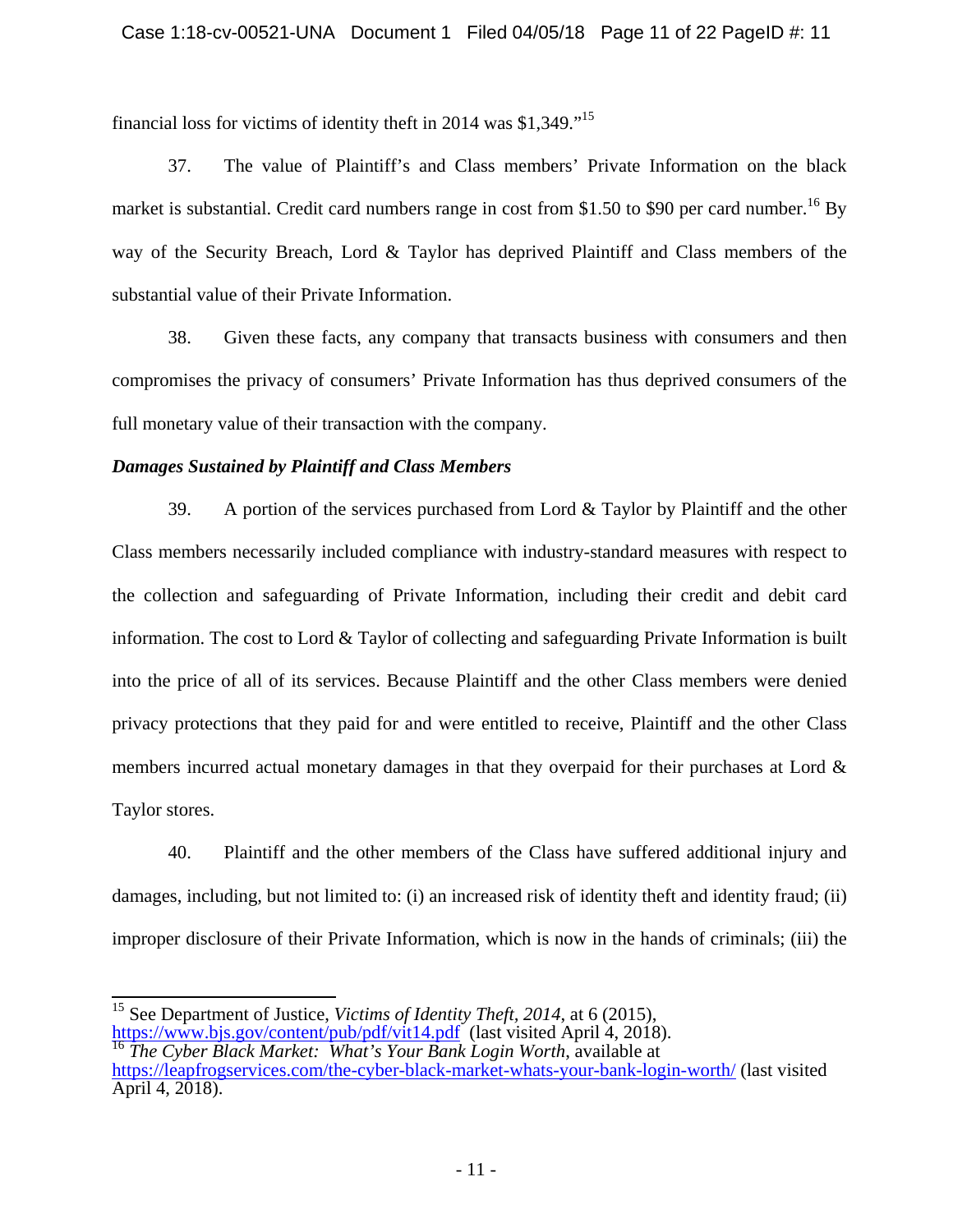financial loss for victims of identity theft in 2014 was $1,349."[15]

37. The value of Plaintiff's and Class members' Private Information on the black market is substantial. Credit card numbers range in cost from $1.50 to $90 per card number.[16] By way of the Security Breach, Lord & Taylor has deprived Plaintiff and Class members of the substantial value of their Private Information.

38. Given these facts, any company that transacts business with consumers and then compromises the privacy of consumers' Private Information has thus deprived consumers of the full monetary value of their transaction with the company.

***Damages Sustained by Plaintiff and Class Members***

39. A portion of the services purchased from Lord & Taylor by Plaintiff and the other Class members necessarily included compliance with industry-standard measures with respect to the collection and safeguarding of Private Information, including their credit and debit card information. The cost to Lord & Taylor of collecting and safeguarding Private Information is built into the price of all of its services. Because Plaintiff and the other Class members were denied privacy protections that they paid for and were entitled to receive, Plaintiff and the other Class members incurred actual monetary damages in that they overpaid for their purchases at Lord & Taylor stores.

40. Plaintiff and the other members of the Class have suffered additional injury and damages, including, but not limited to: (i) an increased risk of identity theft and identity fraud; (ii) improper disclosure of their Private Information, which is now in the hands of criminals; (iii) the

---

[15] See Department of Justice, *Victims of Identity Theft, 2014*, at 6 (2015), https://www.bjs.gov/content/pub/pdf/vit14.pdf (last visited April 4, 2018).

[16] *The Cyber Black Market: What's Your Bank Login Worth*, available at https://leapfrogservices.com/the-cyber-black-market-whats-your-bank-login-worth/ (last visited April 4, 2018).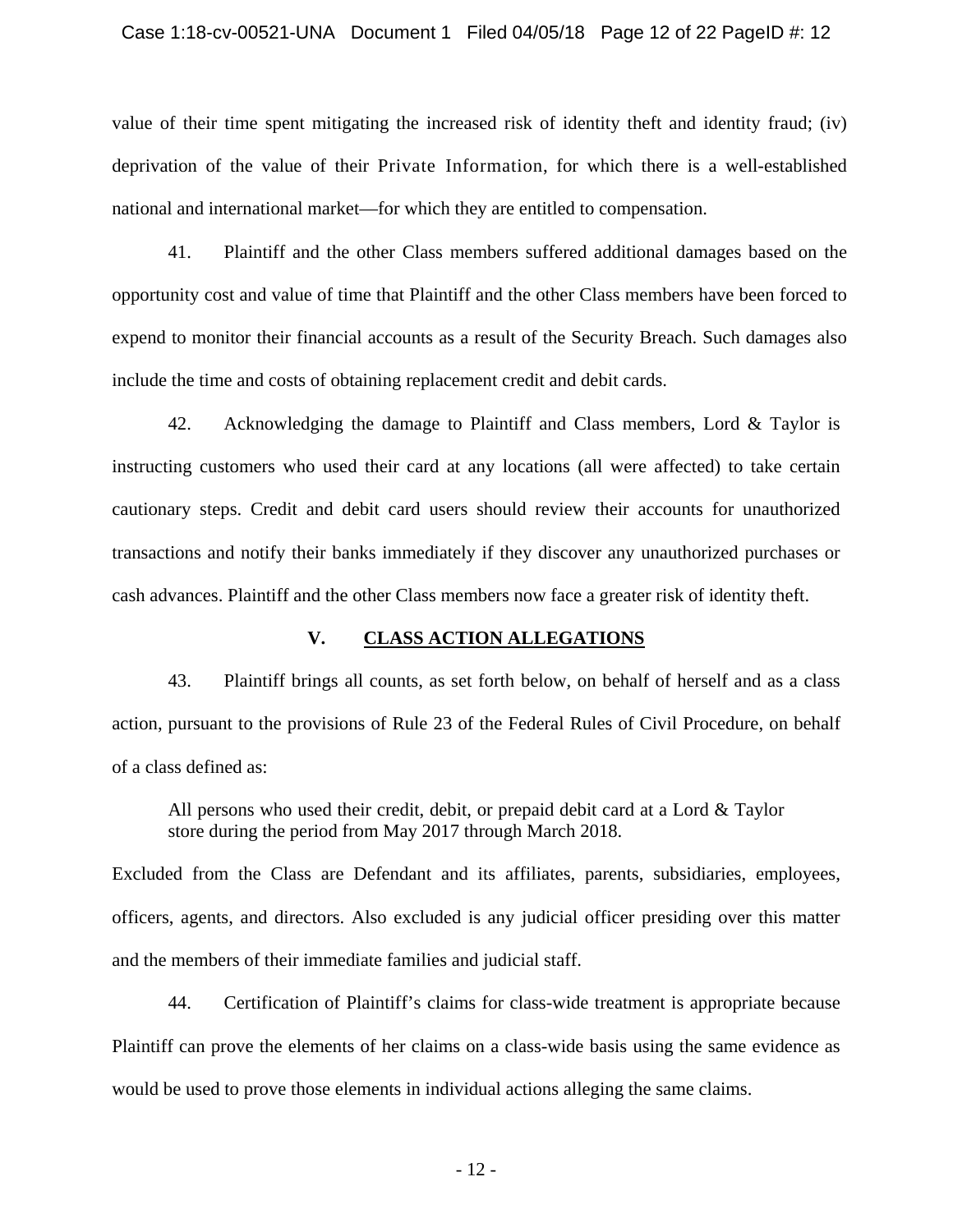value of their time spent mitigating the increased risk of identity theft and identity fraud; (iv) deprivation of the value of their Private Information, for which there is a well-established national and international market—for which they are entitled to compensation.

41. Plaintiff and the other Class members suffered additional damages based on the opportunity cost and value of time that Plaintiff and the other Class members have been forced to expend to monitor their financial accounts as a result of the Security Breach. Such damages also include the time and costs of obtaining replacement credit and debit cards.

42. Acknowledging the damage to Plaintiff and Class members, Lord & Taylor is instructing customers who used their card at any locations (all were affected) to take certain cautionary steps. Credit and debit card users should review their accounts for unauthorized transactions and notify their banks immediately if they discover any unauthorized purchases or cash advances. Plaintiff and the other Class members now face a greater risk of identity theft.

## V. CLASS ACTION ALLEGATIONS

43. Plaintiff brings all counts, as set forth below, on behalf of herself and as a class action, pursuant to the provisions of Rule 23 of the Federal Rules of Civil Procedure, on behalf of a class defined as:

> All persons who used their credit, debit, or prepaid debit card at a Lord & Taylor store during the period from May 2017 through March 2018.

Excluded from the Class are Defendant and its affiliates, parents, subsidiaries, employees, officers, agents, and directors. Also excluded is any judicial officer presiding over this matter and the members of their immediate families and judicial staff.

44. Certification of Plaintiff's claims for class-wide treatment is appropriate because Plaintiff can prove the elements of her claims on a class-wide basis using the same evidence as would be used to prove those elements in individual actions alleging the same claims.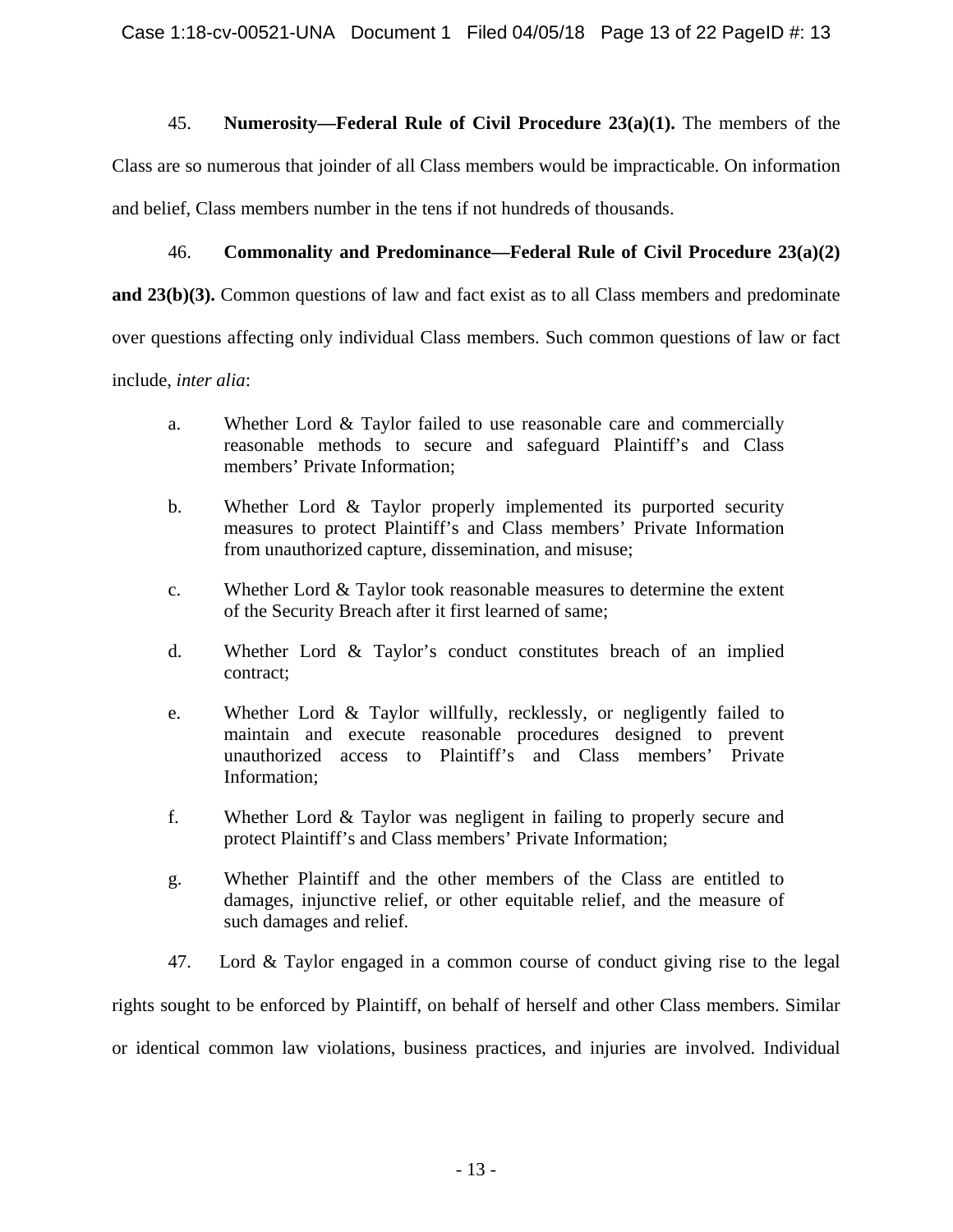45. **Numerosity—Federal Rule of Civil Procedure 23(a)(1).** The members of the Class are so numerous that joinder of all Class members would be impracticable. On information and belief, Class members number in the tens if not hundreds of thousands.

46. **Commonality and Predominance—Federal Rule of Civil Procedure 23(a)(2) and 23(b)(3).** Common questions of law and fact exist as to all Class members and predominate over questions affecting only individual Class members. Such common questions of law or fact include, *inter alia*:

a. Whether Lord & Taylor failed to use reasonable care and commercially reasonable methods to secure and safeguard Plaintiff's and Class members' Private Information;

b. Whether Lord & Taylor properly implemented its purported security measures to protect Plaintiff's and Class members' Private Information from unauthorized capture, dissemination, and misuse;

c. Whether Lord & Taylor took reasonable measures to determine the extent of the Security Breach after it first learned of same;

d. Whether Lord & Taylor's conduct constitutes breach of an implied contract;

e. Whether Lord & Taylor willfully, recklessly, or negligently failed to maintain and execute reasonable procedures designed to prevent unauthorized access to Plaintiff's and Class members' Private Information;

f. Whether Lord & Taylor was negligent in failing to properly secure and protect Plaintiff's and Class members' Private Information;

g. Whether Plaintiff and the other members of the Class are entitled to damages, injunctive relief, or other equitable relief, and the measure of such damages and relief.

47. Lord & Taylor engaged in a common course of conduct giving rise to the legal rights sought to be enforced by Plaintiff, on behalf of herself and other Class members. Similar or identical common law violations, business practices, and injuries are involved. Individual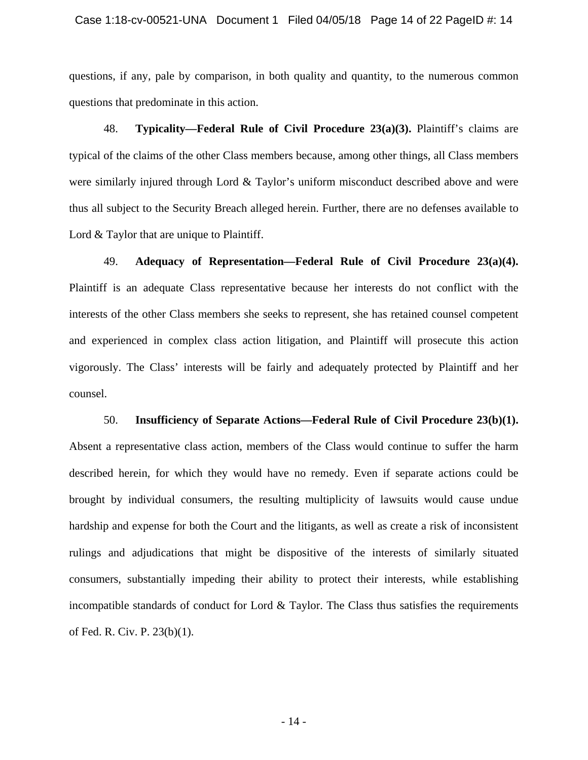questions, if any, pale by comparison, in both quality and quantity, to the numerous common questions that predominate in this action.

48. **Typicality—Federal Rule of Civil Procedure 23(a)(3).** Plaintiff's claims are typical of the claims of the other Class members because, among other things, all Class members were similarly injured through Lord & Taylor's uniform misconduct described above and were thus all subject to the Security Breach alleged herein. Further, there are no defenses available to Lord & Taylor that are unique to Plaintiff.

49. **Adequacy of Representation—Federal Rule of Civil Procedure 23(a)(4).** Plaintiff is an adequate Class representative because her interests do not conflict with the interests of the other Class members she seeks to represent, she has retained counsel competent and experienced in complex class action litigation, and Plaintiff will prosecute this action vigorously. The Class' interests will be fairly and adequately protected by Plaintiff and her counsel.

50. **Insufficiency of Separate Actions—Federal Rule of Civil Procedure 23(b)(1).** Absent a representative class action, members of the Class would continue to suffer the harm described herein, for which they would have no remedy. Even if separate actions could be brought by individual consumers, the resulting multiplicity of lawsuits would cause undue hardship and expense for both the Court and the litigants, as well as create a risk of inconsistent rulings and adjudications that might be dispositive of the interests of similarly situated consumers, substantially impeding their ability to protect their interests, while establishing incompatible standards of conduct for Lord & Taylor. The Class thus satisfies the requirements of Fed. R. Civ. P. 23(b)(1).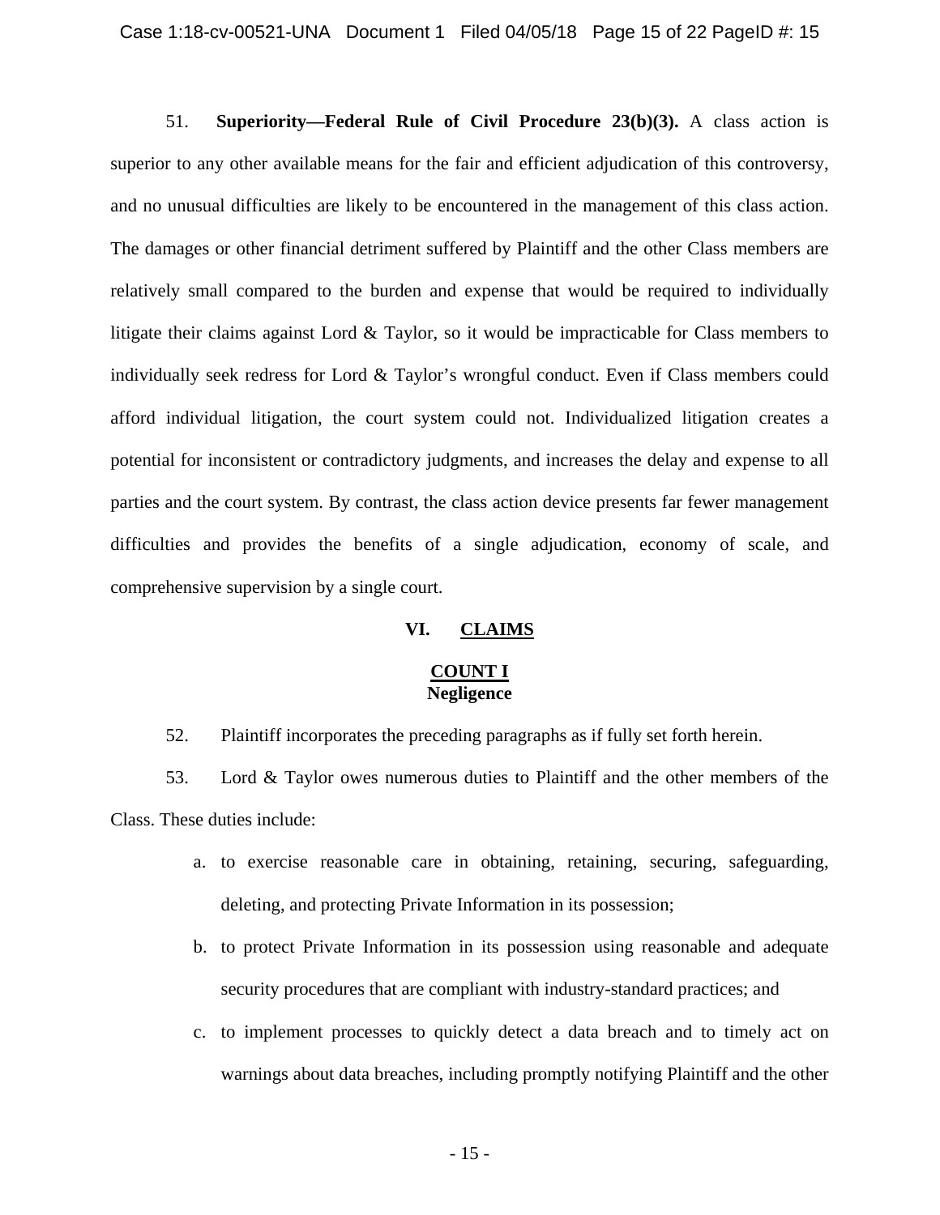51. **Superiority—Federal Rule of Civil Procedure 23(b)(3).** A class action is superior to any other available means for the fair and efficient adjudication of this controversy, and no unusual difficulties are likely to be encountered in the management of this class action. The damages or other financial detriment suffered by Plaintiff and the other Class members are relatively small compared to the burden and expense that would be required to individually litigate their claims against Lord & Taylor, so it would be impracticable for Class members to individually seek redress for Lord & Taylor's wrongful conduct. Even if Class members could afford individual litigation, the court system could not. Individualized litigation creates a potential for inconsistent or contradictory judgments, and increases the delay and expense to all parties and the court system. By contrast, the class action device presents far fewer management difficulties and provides the benefits of a single adjudication, economy of scale, and comprehensive supervision by a single court.

## VI. CLAIMS

### COUNT I
### Negligence

52. Plaintiff incorporates the preceding paragraphs as if fully set forth herein.

53. Lord & Taylor owes numerous duties to Plaintiff and the other members of the Class. These duties include:

a. to exercise reasonable care in obtaining, retaining, securing, safeguarding, deleting, and protecting Private Information in its possession;

b. to protect Private Information in its possession using reasonable and adequate security procedures that are compliant with industry-standard practices; and

c. to implement processes to quickly detect a data breach and to timely act on warnings about data breaches, including promptly notifying Plaintiff and the other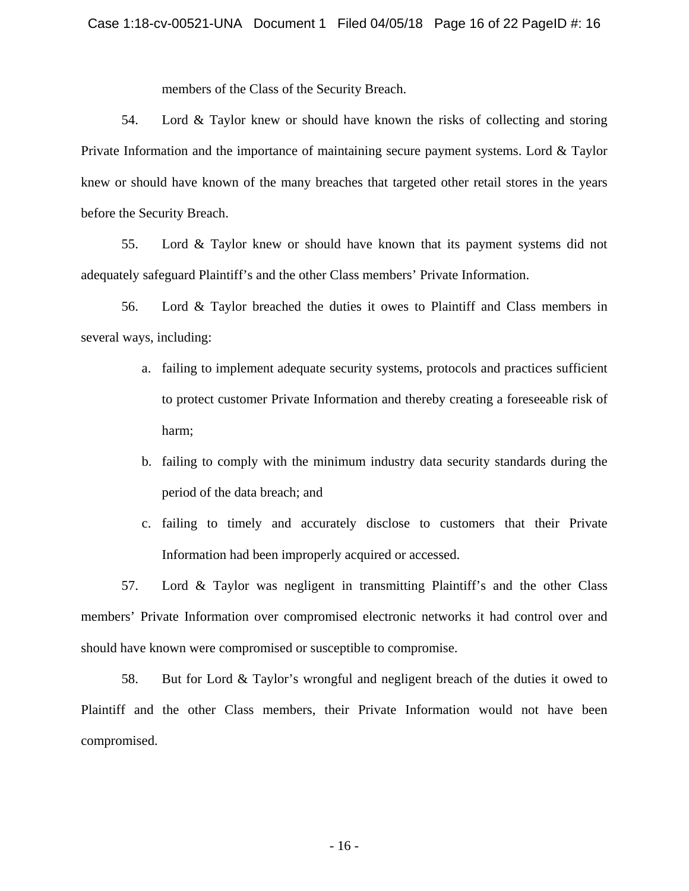members of the Class of the Security Breach.

54. Lord & Taylor knew or should have known the risks of collecting and storing Private Information and the importance of maintaining secure payment systems. Lord & Taylor knew or should have known of the many breaches that targeted other retail stores in the years before the Security Breach.

55. Lord & Taylor knew or should have known that its payment systems did not adequately safeguard Plaintiff's and the other Class members' Private Information.

56. Lord & Taylor breached the duties it owes to Plaintiff and Class members in several ways, including:

a. failing to implement adequate security systems, protocols and practices sufficient to protect customer Private Information and thereby creating a foreseeable risk of harm;

b. failing to comply with the minimum industry data security standards during the period of the data breach; and

c. failing to timely and accurately disclose to customers that their Private Information had been improperly acquired or accessed.

57. Lord & Taylor was negligent in transmitting Plaintiff's and the other Class members' Private Information over compromised electronic networks it had control over and should have known were compromised or susceptible to compromise.

58. But for Lord & Taylor's wrongful and negligent breach of the duties it owed to Plaintiff and the other Class members, their Private Information would not have been compromised.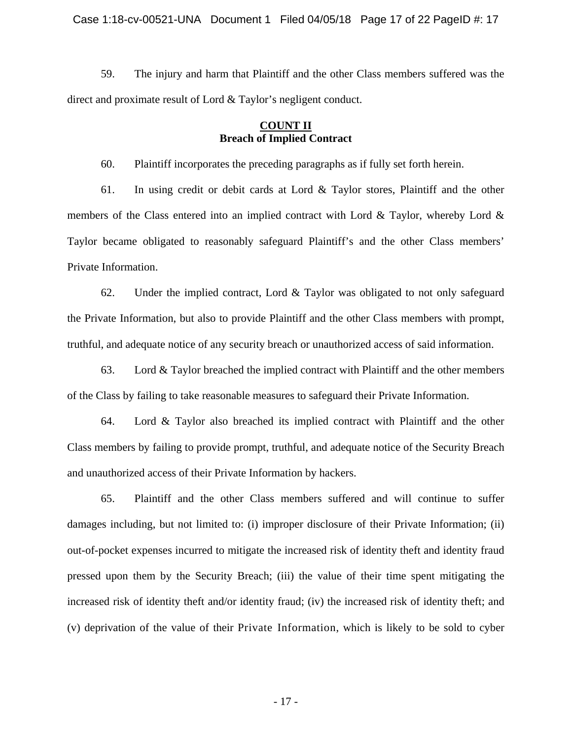59. The injury and harm that Plaintiff and the other Class members suffered was the direct and proximate result of Lord & Taylor's negligent conduct.

**COUNT II**
**Breach of Implied Contract**

60. Plaintiff incorporates the preceding paragraphs as if fully set forth herein.

61. In using credit or debit cards at Lord & Taylor stores, Plaintiff and the other members of the Class entered into an implied contract with Lord & Taylor, whereby Lord & Taylor became obligated to reasonably safeguard Plaintiff's and the other Class members' Private Information.

62. Under the implied contract, Lord & Taylor was obligated to not only safeguard the Private Information, but also to provide Plaintiff and the other Class members with prompt, truthful, and adequate notice of any security breach or unauthorized access of said information.

63. Lord & Taylor breached the implied contract with Plaintiff and the other members of the Class by failing to take reasonable measures to safeguard their Private Information.

64. Lord & Taylor also breached its implied contract with Plaintiff and the other Class members by failing to provide prompt, truthful, and adequate notice of the Security Breach and unauthorized access of their Private Information by hackers.

65. Plaintiff and the other Class members suffered and will continue to suffer damages including, but not limited to: (i) improper disclosure of their Private Information; (ii) out-of-pocket expenses incurred to mitigate the increased risk of identity theft and identity fraud pressed upon them by the Security Breach; (iii) the value of their time spent mitigating the increased risk of identity theft and/or identity fraud; (iv) the increased risk of identity theft; and (v) deprivation of the value of their Private Information, which is likely to be sold to cyber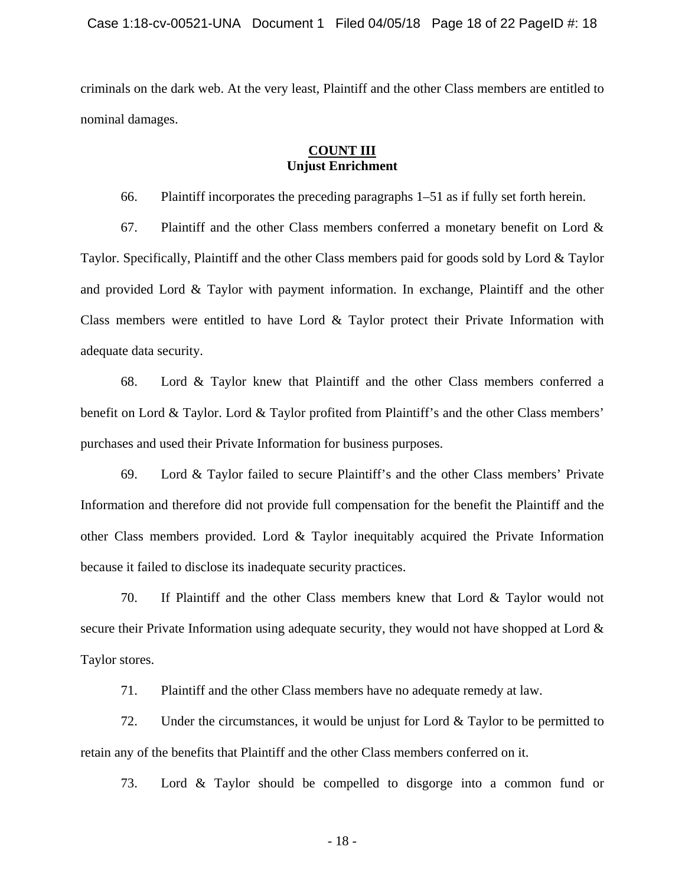criminals on the dark web. At the very least, Plaintiff and the other Class members are entitled to nominal damages.

## COUNT III
**Unjust Enrichment**

66. Plaintiff incorporates the preceding paragraphs 1–51 as if fully set forth herein.

67. Plaintiff and the other Class members conferred a monetary benefit on Lord & Taylor. Specifically, Plaintiff and the other Class members paid for goods sold by Lord & Taylor and provided Lord & Taylor with payment information. In exchange, Plaintiff and the other Class members were entitled to have Lord & Taylor protect their Private Information with adequate data security.

68. Lord & Taylor knew that Plaintiff and the other Class members conferred a benefit on Lord & Taylor. Lord & Taylor profited from Plaintiff's and the other Class members' purchases and used their Private Information for business purposes.

69. Lord & Taylor failed to secure Plaintiff's and the other Class members' Private Information and therefore did not provide full compensation for the benefit the Plaintiff and the other Class members provided. Lord & Taylor inequitably acquired the Private Information because it failed to disclose its inadequate security practices.

70. If Plaintiff and the other Class members knew that Lord & Taylor would not secure their Private Information using adequate security, they would not have shopped at Lord & Taylor stores.

71. Plaintiff and the other Class members have no adequate remedy at law.

72. Under the circumstances, it would be unjust for Lord & Taylor to be permitted to retain any of the benefits that Plaintiff and the other Class members conferred on it.

73. Lord & Taylor should be compelled to disgorge into a common fund or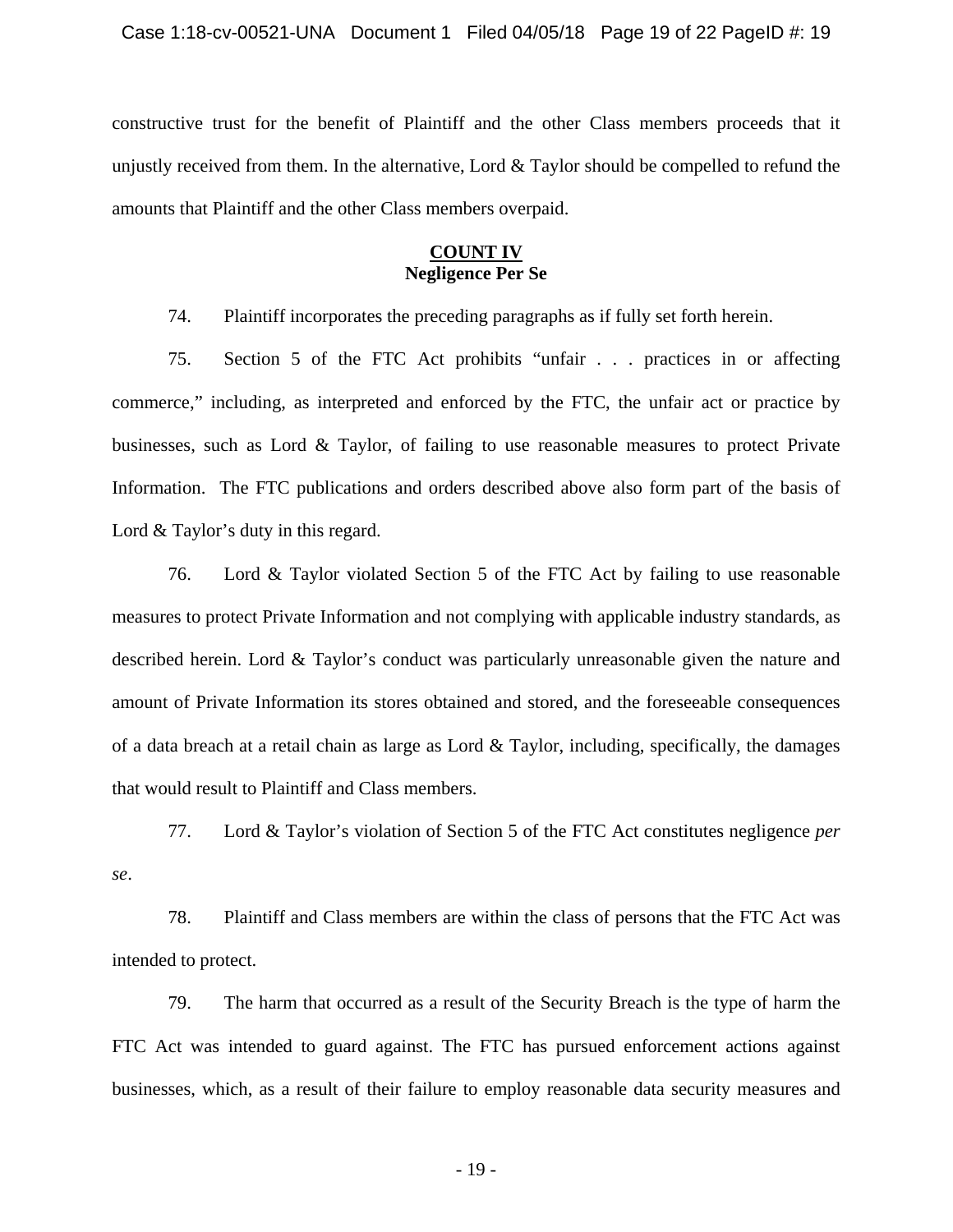constructive trust for the benefit of Plaintiff and the other Class members proceeds that it unjustly received from them. In the alternative, Lord & Taylor should be compelled to refund the amounts that Plaintiff and the other Class members overpaid.

**COUNT IV**
**Negligence Per Se**

74. Plaintiff incorporates the preceding paragraphs as if fully set forth herein.

75. Section 5 of the FTC Act prohibits "unfair . . . practices in or affecting commerce," including, as interpreted and enforced by the FTC, the unfair act or practice by businesses, such as Lord & Taylor, of failing to use reasonable measures to protect Private Information. The FTC publications and orders described above also form part of the basis of Lord & Taylor's duty in this regard.

76. Lord & Taylor violated Section 5 of the FTC Act by failing to use reasonable measures to protect Private Information and not complying with applicable industry standards, as described herein. Lord & Taylor's conduct was particularly unreasonable given the nature and amount of Private Information its stores obtained and stored, and the foreseeable consequences of a data breach at a retail chain as large as Lord & Taylor, including, specifically, the damages that would result to Plaintiff and Class members.

77. Lord & Taylor's violation of Section 5 of the FTC Act constitutes negligence *per se*.

78. Plaintiff and Class members are within the class of persons that the FTC Act was intended to protect.

79. The harm that occurred as a result of the Security Breach is the type of harm the FTC Act was intended to guard against. The FTC has pursued enforcement actions against businesses, which, as a result of their failure to employ reasonable data security measures and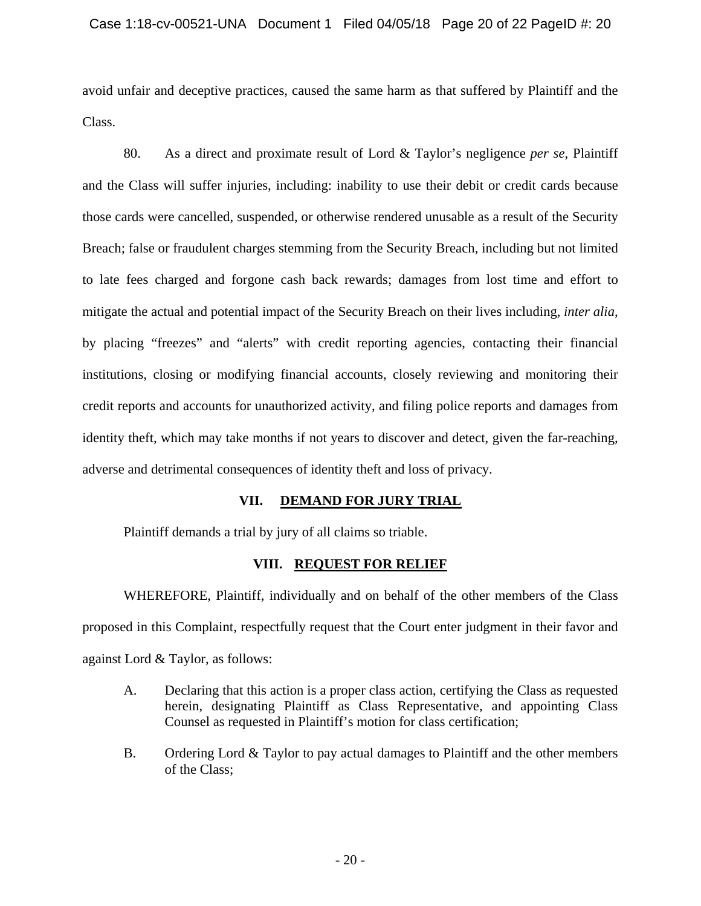avoid unfair and deceptive practices, caused the same harm as that suffered by Plaintiff and the Class.

80. As a direct and proximate result of Lord & Taylor's negligence *per se*, Plaintiff and the Class will suffer injuries, including: inability to use their debit or credit cards because those cards were cancelled, suspended, or otherwise rendered unusable as a result of the Security Breach; false or fraudulent charges stemming from the Security Breach, including but not limited to late fees charged and forgone cash back rewards; damages from lost time and effort to mitigate the actual and potential impact of the Security Breach on their lives including, *inter alia*, by placing "freezes" and "alerts" with credit reporting agencies, contacting their financial institutions, closing or modifying financial accounts, closely reviewing and monitoring their credit reports and accounts for unauthorized activity, and filing police reports and damages from identity theft, which may take months if not years to discover and detect, given the far-reaching, adverse and detrimental consequences of identity theft and loss of privacy.

## VII. DEMAND FOR JURY TRIAL

Plaintiff demands a trial by jury of all claims so triable.

## VIII. REQUEST FOR RELIEF

WHEREFORE, Plaintiff, individually and on behalf of the other members of the Class proposed in this Complaint, respectfully request that the Court enter judgment in their favor and against Lord & Taylor, as follows:

A. Declaring that this action is a proper class action, certifying the Class as requested herein, designating Plaintiff as Class Representative, and appointing Class Counsel as requested in Plaintiff's motion for class certification;

B. Ordering Lord & Taylor to pay actual damages to Plaintiff and the other members of the Class;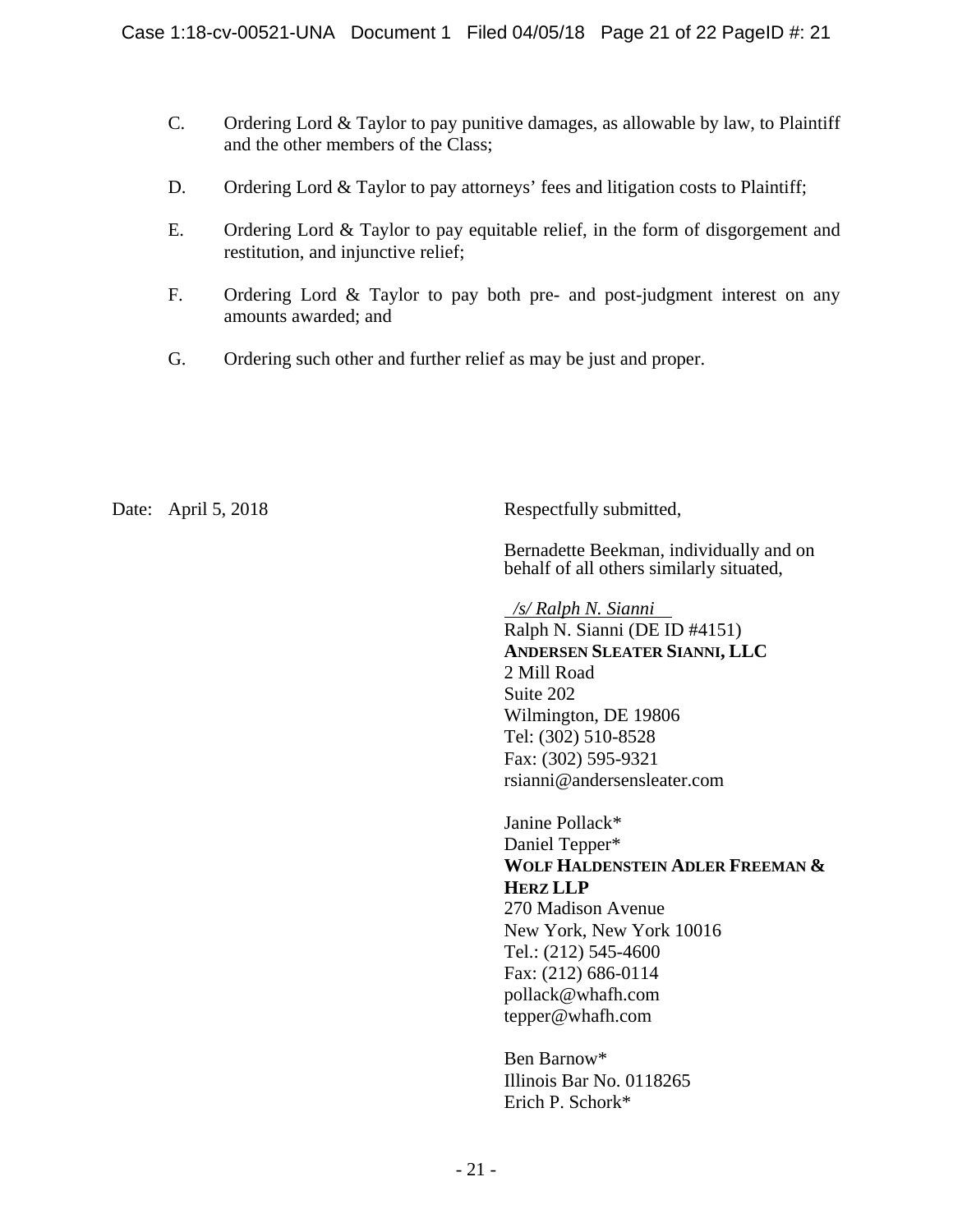C. Ordering Lord & Taylor to pay punitive damages, as allowable by law, to Plaintiff and the other members of the Class;

D. Ordering Lord & Taylor to pay attorneys' fees and litigation costs to Plaintiff;

E. Ordering Lord & Taylor to pay equitable relief, in the form of disgorgement and restitution, and injunctive relief;

F. Ordering Lord & Taylor to pay both pre- and post-judgment interest on any amounts awarded; and

G. Ordering such other and further relief as may be just and proper.

Date: April 5, 2018

Respectfully submitted,

Bernadette Beekman, individually and on behalf of all others similarly situated,

*/s/ Ralph N. Sianni*
Ralph N. Sianni (DE ID #4151)
**ANDERSEN SLEATER SIANNI, LLC**
2 Mill Road
Suite 202
Wilmington, DE 19806
Tel: (302) 510-8528
Fax: (302) 595-9321
rsianni@andersensleater.com

Janine Pollack*
Daniel Tepper*
**WOLF HALDENSTEIN ADLER FREEMAN & HERZ LLP**
270 Madison Avenue
New York, New York 10016
Tel.: (212) 545-4600
Fax: (212) 686-0114
pollack@whafh.com
tepper@whafh.com

Ben Barnow*
Illinois Bar No. 0118265
Erich P. Schork*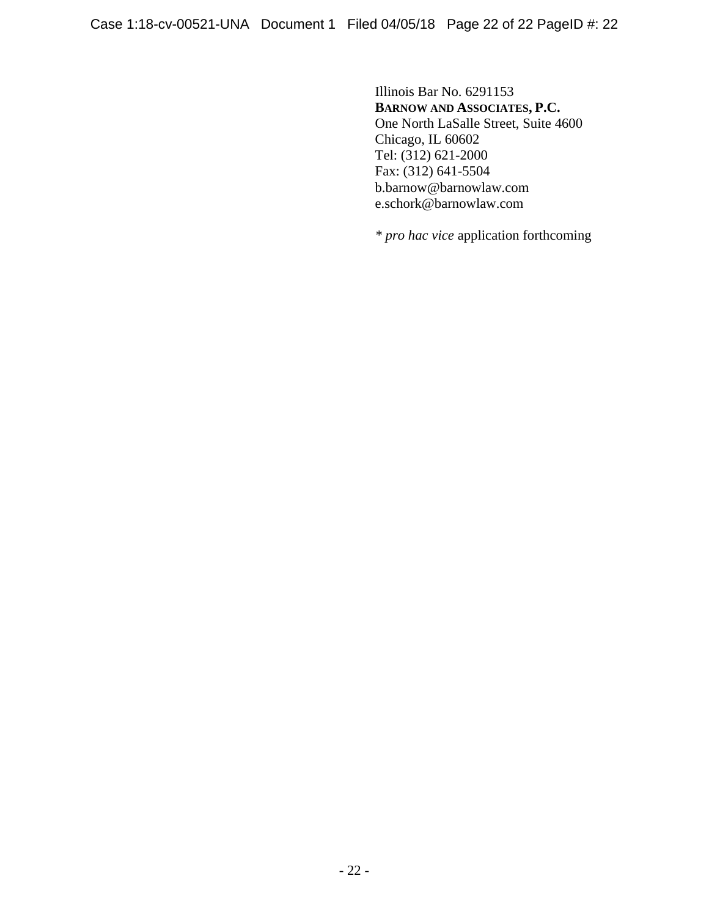Illinois Bar No. 6291153
**BARNOW AND ASSOCIATES, P.C.**
One North LaSalle Street, Suite 4600
Chicago, IL 60602
Tel: (312) 621-2000
Fax: (312) 641-5504
b.barnow@barnowlaw.com
e.schork@barnowlaw.com

\* *pro hac vice* application forthcoming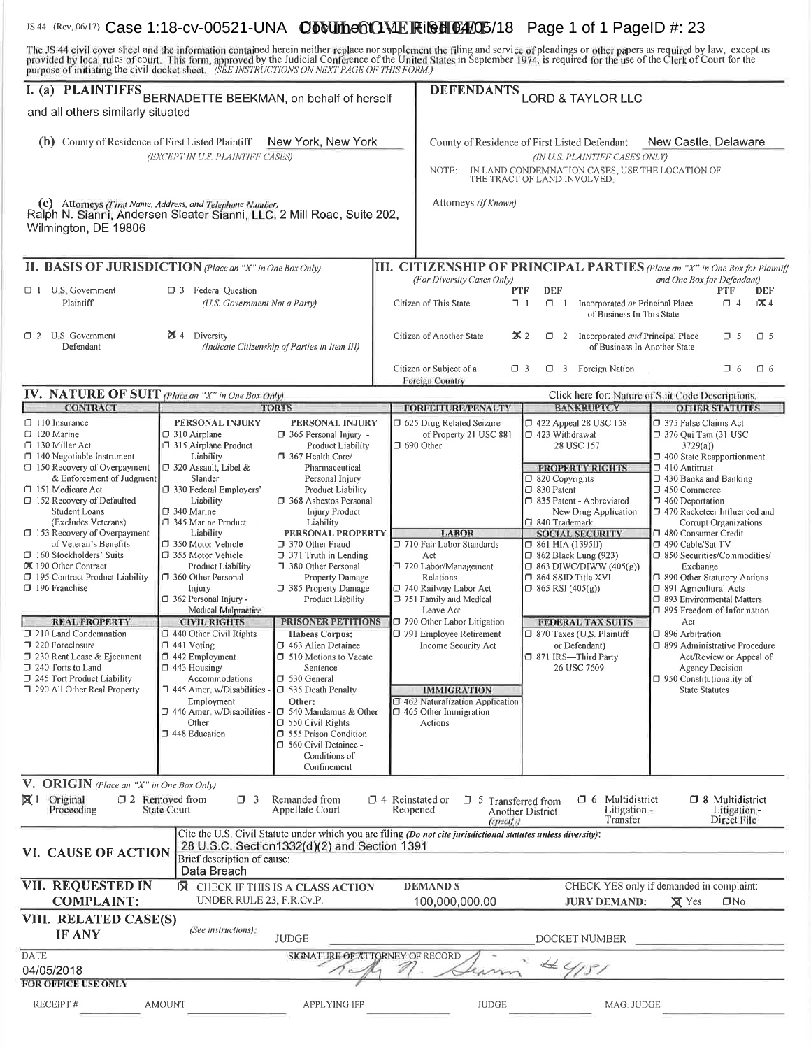JS 44 (Rev. 06/17) **CIVIL COVER SHEET**

The JS 44 civil cover sheet and the information contained herein neither replace nor supplement the filing and service of pleadings or other papers as required by law, except as provided by local rules of court. This form, approved by the Judicial Conference of the United States in September 1974, is required for the use of the Clerk of Court for the purpose of initiating the civil docket sheet. *(SEE INSTRUCTIONS ON NEXT PAGE OF THIS FORM.)*

## I. (a) PLAINTIFFS

BERNADETTE BEEKMAN, on behalf of herself and all others similarly situated

**DEFENDANTS**

LORD & TAYLOR LLC

(b) County of Residence of First Listed Plaintiff: New York, New York
*(EXCEPT IN U.S. PLAINTIFF CASES)*

County of Residence of First Listed Defendant: New Castle, Delaware
*(IN U.S. PLAINTIFF CASES ONLY)*

NOTE: IN LAND CONDEMNATION CASES, USE THE LOCATION OF THE TRACT OF LAND INVOLVED.

(c) Attorneys *(Firm Name, Address, and Telephone Number)*
Ralph N. Sianni, Andersen Sleater Sianni, LLC, 2 Mill Road, Suite 202, Wilmington, DE 19806

Attorneys *(If Known)*

## II. BASIS OF JURISDICTION *(Place an "X" in One Box Only)*

- ☐ 1 U.S. Government Plaintiff
- ☐ 3 Federal Question (U.S. Government Not a Party)
- ☐ 2 U.S. Government Defendant
- ☒ 4 Diversity (Indicate Citizenship of Parties in Item III)

## III. CITIZENSHIP OF PRINCIPAL PARTIES *(Place an "X" in One Box for Plaintiff and One Box for Defendant)* (For Diversity Cases Only)

| | PTF | DEF | | PTF | DEF |
|---|---|---|---|---|---|
| Citizen of This State | ☐ 1 | ☐ 1 | Incorporated *or* Principal Place of Business In This State | ☐ 4 | ☒ 4 |
| Citizen of Another State | ☒ 2 | ☐ 2 | Incorporated *and* Principal Place of Business In Another State | ☐ 5 | ☐ 5 |
| Citizen or Subject of a Foreign Country | ☐ 3 | ☐ 3 | Foreign Nation | ☐ 6 | ☐ 6 |

## IV. NATURE OF SUIT *(Place an "X" in One Box Only)*

Click here for: Nature of Suit Code Descriptions.

**CONTRACT**
- ☐ 110 Insurance
- ☐ 120 Marine
- ☐ 130 Miller Act
- ☐ 140 Negotiable Instrument
- ☐ 150 Recovery of Overpayment & Enforcement of Judgment
- ☐ 151 Medicare Act
- ☐ 152 Recovery of Defaulted Student Loans (Excludes Veterans)
- ☐ 153 Recovery of Overpayment of Veteran's Benefits
- ☐ 160 Stockholders' Suits
- ☒ 190 Other Contract
- ☐ 195 Contract Product Liability
- ☐ 196 Franchise

**REAL PROPERTY**
- ☐ 210 Land Condemnation
- ☐ 220 Foreclosure
- ☐ 230 Rent Lease & Ejectment
- ☐ 240 Torts to Land
- ☐ 245 Tort Product Liability
- ☐ 290 All Other Real Property

**TORTS**

PERSONAL INJURY
- ☐ 310 Airplane
- ☐ 315 Airplane Product Liability
- ☐ 320 Assault, Libel & Slander
- ☐ 330 Federal Employers' Liability
- ☐ 340 Marine
- ☐ 345 Marine Product Liability
- ☐ 350 Motor Vehicle
- ☐ 355 Motor Vehicle Product Liability
- ☐ 360 Other Personal Injury
- ☐ 362 Personal Injury - Medical Malpractice

PERSONAL INJURY
- ☐ 365 Personal Injury - Product Liability
- ☐ 367 Health Care/ Pharmaceutical Personal Injury Product Liability
- ☐ 368 Asbestos Personal Injury Product Liability

PERSONAL PROPERTY
- ☐ 370 Other Fraud
- ☐ 371 Truth in Lending
- ☐ 380 Other Personal Property Damage
- ☐ 385 Property Damage Product Liability

**CIVIL RIGHTS**
- ☐ 440 Other Civil Rights
- ☐ 441 Voting
- ☐ 442 Employment
- ☐ 443 Housing/ Accommodations
- ☐ 445 Amer. w/Disabilities - Employment
- ☐ 446 Amer. w/Disabilities - Other
- ☐ 448 Education

**PRISONER PETITIONS**

Habeas Corpus:
- ☐ 463 Alien Detainee
- ☐ 510 Motions to Vacate Sentence
- ☐ 530 General
- ☐ 535 Death Penalty

Other:
- ☐ 540 Mandamus & Other
- ☐ 550 Civil Rights
- ☐ 555 Prison Condition
- ☐ 560 Civil Detainee - Conditions of Confinement

**FORFEITURE/PENALTY**
- ☐ 625 Drug Related Seizure of Property 21 USC 881
- ☐ 690 Other

**LABOR**
- ☐ 710 Fair Labor Standards Act
- ☐ 720 Labor/Management Relations
- ☐ 740 Railway Labor Act
- ☐ 751 Family and Medical Leave Act
- ☐ 790 Other Labor Litigation
- ☐ 791 Employee Retirement Income Security Act

**IMMIGRATION**
- ☐ 462 Naturalization Application
- ☐ 465 Other Immigration Actions

**BANKRUPTCY**
- ☐ 422 Appeal 28 USC 158
- ☐ 423 Withdrawal 28 USC 157

**PROPERTY RIGHTS**
- ☐ 820 Copyrights
- ☐ 830 Patent
- ☐ 835 Patent - Abbreviated New Drug Application
- ☐ 840 Trademark

**SOCIAL SECURITY**
- ☐ 861 HIA (1395ff)
- ☐ 862 Black Lung (923)
- ☐ 863 DIWC/DIWW (405(g))
- ☐ 864 SSID Title XVI
- ☐ 865 RSI (405(g))

**FEDERAL TAX SUITS**
- ☐ 870 Taxes (U.S. Plaintiff or Defendant)
- ☐ 871 IRS—Third Party 26 USC 7609

**OTHER STATUTES**
- ☐ 375 False Claims Act
- ☐ 376 Qui Tam (31 USC 3729(a))
- ☐ 400 State Reapportionment
- ☐ 410 Antitrust
- ☐ 430 Banks and Banking
- ☐ 450 Commerce
- ☐ 460 Deportation
- ☐ 470 Racketeer Influenced and Corrupt Organizations
- ☐ 480 Consumer Credit
- ☐ 490 Cable/Sat TV
- ☐ 850 Securities/Commodities/ Exchange
- ☐ 890 Other Statutory Actions
- ☐ 891 Agricultural Acts
- ☐ 893 Environmental Matters
- ☐ 895 Freedom of Information Act
- ☐ 896 Arbitration
- ☐ 899 Administrative Procedure Act/Review or Appeal of Agency Decision
- ☐ 950 Constitutionality of State Statutes

## V. ORIGIN *(Place an "X" in One Box Only)*

- ☒ 1 Original Proceeding
- ☐ 2 Removed from State Court
- ☐ 3 Remanded from Appellate Court
- ☐ 4 Reinstated or Reopened
- ☐ 5 Transferred from Another District (specify)
- ☐ 6 Multidistrict Litigation - Transfer
- ☐ 8 Multidistrict Litigation - Direct File

## VI. CAUSE OF ACTION

Cite the U.S. Civil Statute under which you are filing *(Do not cite jurisdictional statutes unless diversity)*:
28 U.S.C. Section1332(d)(2) and Section 1391

Brief description of cause:
Data Breach

## VII. REQUESTED IN COMPLAINT:

☒ CHECK IF THIS IS A CLASS ACTION UNDER RULE 23, F.R.Cv.P.

DEMAND $ 100,000,000.00

CHECK YES only if demanded in complaint:
JURY DEMAND: ☒ Yes ☐ No

## VIII. RELATED CASE(S) IF ANY

*(See instructions)*: JUDGE ____ DOCKET NUMBER ____

DATE: 04/05/2018

SIGNATURE OF ATTORNEY OF RECORD: Ralph N. Sianni #4151

**FOR OFFICE USE ONLY**

RECEIPT # ____ AMOUNT ____ APPLYING IFP ____ JUDGE ____ MAG. JUDGE ____